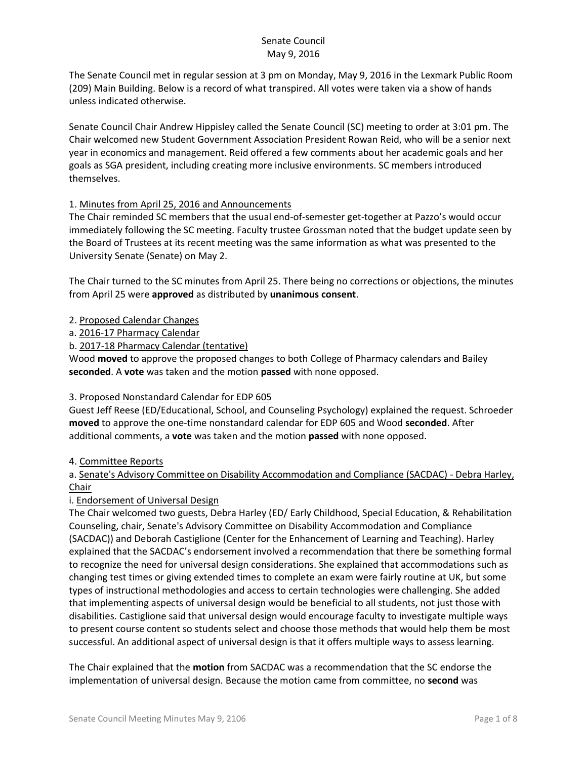# Senate Council
May 9, 2016

The Senate Council met in regular session at 3 pm on Monday, May 9, 2016 in the Lexmark Public Room (209) Main Building. Below is a record of what transpired. All votes were taken via a show of hands unless indicated otherwise.

Senate Council Chair Andrew Hippisley called the Senate Council (SC) meeting to order at 3:01 pm. The Chair welcomed new Student Government Association President Rowan Reid, who will be a senior next year in economics and management. Reid offered a few comments about her academic goals and her goals as SGA president, including creating more inclusive environments. SC members introduced themselves.

1. Minutes from April 25, 2016 and Announcements

The Chair reminded SC members that the usual end-of-semester get-together at Pazzo's would occur immediately following the SC meeting. Faculty trustee Grossman noted that the budget update seen by the Board of Trustees at its recent meeting was the same information as what was presented to the University Senate (Senate) on May 2.

The Chair turned to the SC minutes from April 25. There being no corrections or objections, the minutes from April 25 were **approved** as distributed by **unanimous consent**.

2. Proposed Calendar Changes

a. 2016-17 Pharmacy Calendar

b. 2017-18 Pharmacy Calendar (tentative)

Wood **moved** to approve the proposed changes to both College of Pharmacy calendars and Bailey **seconded**. A **vote** was taken and the motion **passed** with none opposed.

3. Proposed Nonstandard Calendar for EDP 605

Guest Jeff Reese (ED/Educational, School, and Counseling Psychology) explained the request. Schroeder **moved** to approve the one-time nonstandard calendar for EDP 605 and Wood **seconded**. After additional comments, a **vote** was taken and the motion **passed** with none opposed.

4. Committee Reports

a. Senate's Advisory Committee on Disability Accommodation and Compliance (SACDAC) - Debra Harley, Chair

i. Endorsement of Universal Design

The Chair welcomed two guests, Debra Harley (ED/ Early Childhood, Special Education, & Rehabilitation Counseling, chair, Senate's Advisory Committee on Disability Accommodation and Compliance (SACDAC)) and Deborah Castiglione (Center for the Enhancement of Learning and Teaching). Harley explained that the SACDAC's endorsement involved a recommendation that there be something formal to recognize the need for universal design considerations. She explained that accommodations such as changing test times or giving extended times to complete an exam were fairly routine at UK, but some types of instructional methodologies and access to certain technologies were challenging. She added that implementing aspects of universal design would be beneficial to all students, not just those with disabilities. Castiglione said that universal design would encourage faculty to investigate multiple ways to present course content so students select and choose those methods that would help them be most successful. An additional aspect of universal design is that it offers multiple ways to assess learning.

The Chair explained that the **motion** from SACDAC was a recommendation that the SC endorse the implementation of universal design. Because the motion came from committee, no **second** was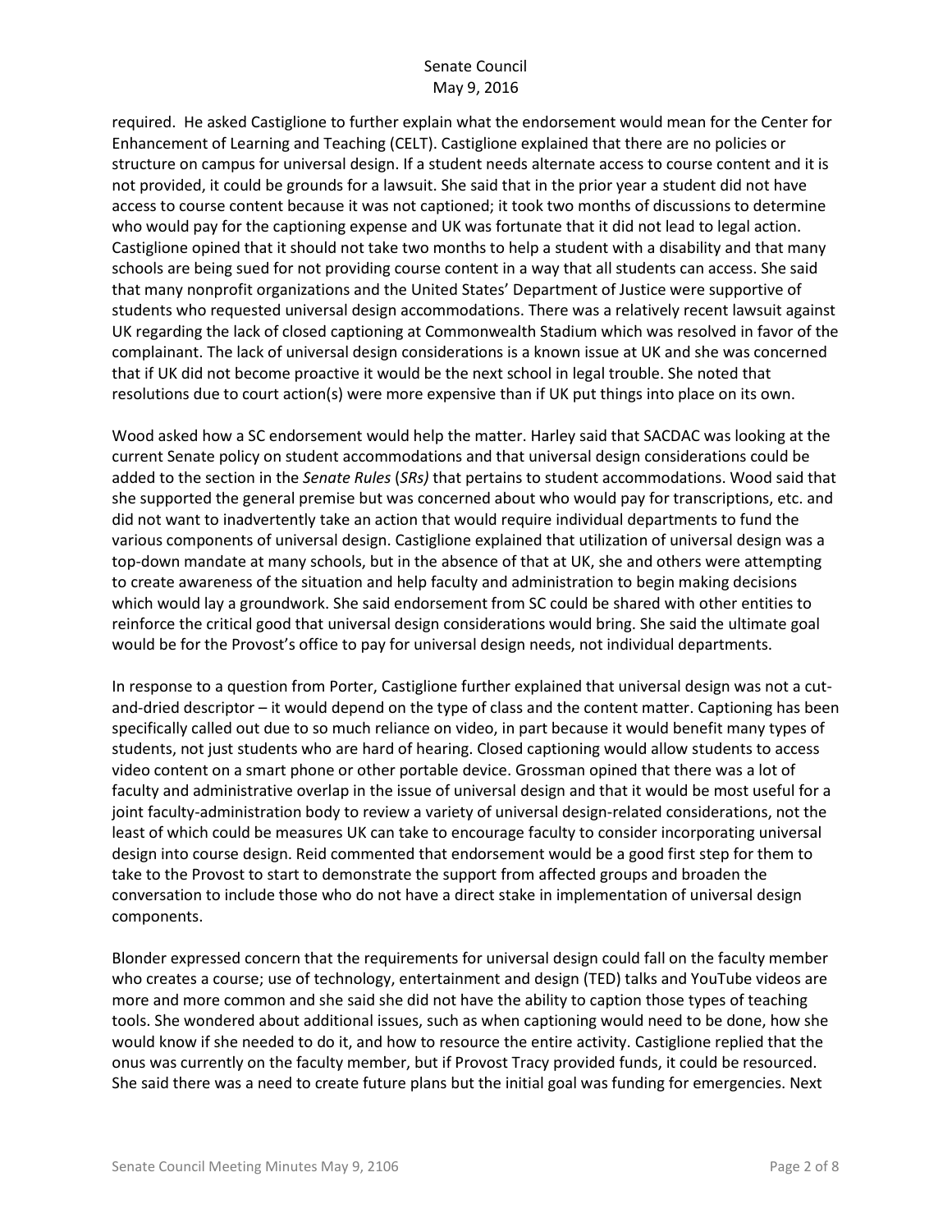required. He asked Castiglione to further explain what the endorsement would mean for the Center for Enhancement of Learning and Teaching (CELT). Castiglione explained that there are no policies or structure on campus for universal design. If a student needs alternate access to course content and it is not provided, it could be grounds for a lawsuit. She said that in the prior year a student did not have access to course content because it was not captioned; it took two months of discussions to determine who would pay for the captioning expense and UK was fortunate that it did not lead to legal action. Castiglione opined that it should not take two months to help a student with a disability and that many schools are being sued for not providing course content in a way that all students can access. She said that many nonprofit organizations and the United States' Department of Justice were supportive of students who requested universal design accommodations. There was a relatively recent lawsuit against UK regarding the lack of closed captioning at Commonwealth Stadium which was resolved in favor of the complainant. The lack of universal design considerations is a known issue at UK and she was concerned that if UK did not become proactive it would be the next school in legal trouble. She noted that resolutions due to court action(s) were more expensive than if UK put things into place on its own.

Wood asked how a SC endorsement would help the matter. Harley said that SACDAC was looking at the current Senate policy on student accommodations and that universal design considerations could be added to the section in the *Senate Rules* (*SRs)* that pertains to student accommodations. Wood said that she supported the general premise but was concerned about who would pay for transcriptions, etc. and did not want to inadvertently take an action that would require individual departments to fund the various components of universal design. Castiglione explained that utilization of universal design was a top-down mandate at many schools, but in the absence of that at UK, she and others were attempting to create awareness of the situation and help faculty and administration to begin making decisions which would lay a groundwork. She said endorsement from SC could be shared with other entities to reinforce the critical good that universal design considerations would bring. She said the ultimate goal would be for the Provost's office to pay for universal design needs, not individual departments.

In response to a question from Porter, Castiglione further explained that universal design was not a cut-and-dried descriptor – it would depend on the type of class and the content matter. Captioning has been specifically called out due to so much reliance on video, in part because it would benefit many types of students, not just students who are hard of hearing. Closed captioning would allow students to access video content on a smart phone or other portable device. Grossman opined that there was a lot of faculty and administrative overlap in the issue of universal design and that it would be most useful for a joint faculty-administration body to review a variety of universal design-related considerations, not the least of which could be measures UK can take to encourage faculty to consider incorporating universal design into course design. Reid commented that endorsement would be a good first step for them to take to the Provost to start to demonstrate the support from affected groups and broaden the conversation to include those who do not have a direct stake in implementation of universal design components.

Blonder expressed concern that the requirements for universal design could fall on the faculty member who creates a course; use of technology, entertainment and design (TED) talks and YouTube videos are more and more common and she said she did not have the ability to caption those types of teaching tools. She wondered about additional issues, such as when captioning would need to be done, how she would know if she needed to do it, and how to resource the entire activity. Castiglione replied that the onus was currently on the faculty member, but if Provost Tracy provided funds, it could be resourced. She said there was a need to create future plans but the initial goal was funding for emergencies. Next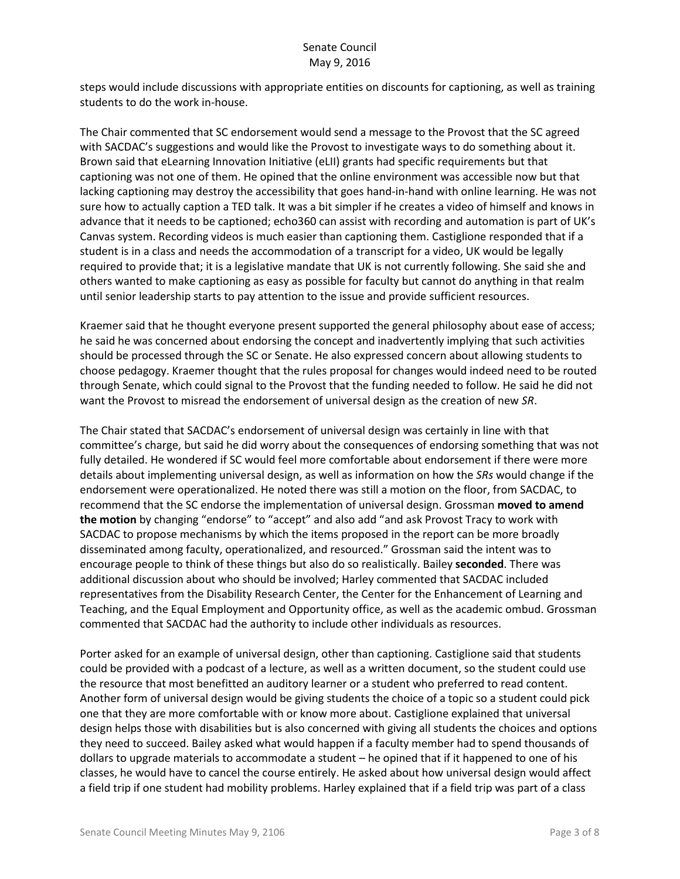steps would include discussions with appropriate entities on discounts for captioning, as well as training students to do the work in-house.

The Chair commented that SC endorsement would send a message to the Provost that the SC agreed with SACDAC's suggestions and would like the Provost to investigate ways to do something about it. Brown said that eLearning Innovation Initiative (eLII) grants had specific requirements but that captioning was not one of them. He opined that the online environment was accessible now but that lacking captioning may destroy the accessibility that goes hand-in-hand with online learning. He was not sure how to actually caption a TED talk. It was a bit simpler if he creates a video of himself and knows in advance that it needs to be captioned; echo360 can assist with recording and automation is part of UK's Canvas system. Recording videos is much easier than captioning them. Castiglione responded that if a student is in a class and needs the accommodation of a transcript for a video, UK would be legally required to provide that; it is a legislative mandate that UK is not currently following. She said she and others wanted to make captioning as easy as possible for faculty but cannot do anything in that realm until senior leadership starts to pay attention to the issue and provide sufficient resources.

Kraemer said that he thought everyone present supported the general philosophy about ease of access; he said he was concerned about endorsing the concept and inadvertently implying that such activities should be processed through the SC or Senate. He also expressed concern about allowing students to choose pedagogy. Kraemer thought that the rules proposal for changes would indeed need to be routed through Senate, which could signal to the Provost that the funding needed to follow. He said he did not want the Provost to misread the endorsement of universal design as the creation of new *SR*.

The Chair stated that SACDAC's endorsement of universal design was certainly in line with that committee's charge, but said he did worry about the consequences of endorsing something that was not fully detailed. He wondered if SC would feel more comfortable about endorsement if there were more details about implementing universal design, as well as information on how the *SRs* would change if the endorsement were operationalized. He noted there was still a motion on the floor, from SACDAC, to recommend that the SC endorse the implementation of universal design. Grossman **moved to amend the motion** by changing "endorse" to "accept" and also add "and ask Provost Tracy to work with SACDAC to propose mechanisms by which the items proposed in the report can be more broadly disseminated among faculty, operationalized, and resourced." Grossman said the intent was to encourage people to think of these things but also do so realistically. Bailey **seconded**. There was additional discussion about who should be involved; Harley commented that SACDAC included representatives from the Disability Research Center, the Center for the Enhancement of Learning and Teaching, and the Equal Employment and Opportunity office, as well as the academic ombud. Grossman commented that SACDAC had the authority to include other individuals as resources.

Porter asked for an example of universal design, other than captioning. Castiglione said that students could be provided with a podcast of a lecture, as well as a written document, so the student could use the resource that most benefitted an auditory learner or a student who preferred to read content. Another form of universal design would be giving students the choice of a topic so a student could pick one that they are more comfortable with or know more about. Castiglione explained that universal design helps those with disabilities but is also concerned with giving all students the choices and options they need to succeed. Bailey asked what would happen if a faculty member had to spend thousands of dollars to upgrade materials to accommodate a student – he opined that if it happened to one of his classes, he would have to cancel the course entirely. He asked about how universal design would affect a field trip if one student had mobility problems. Harley explained that if a field trip was part of a class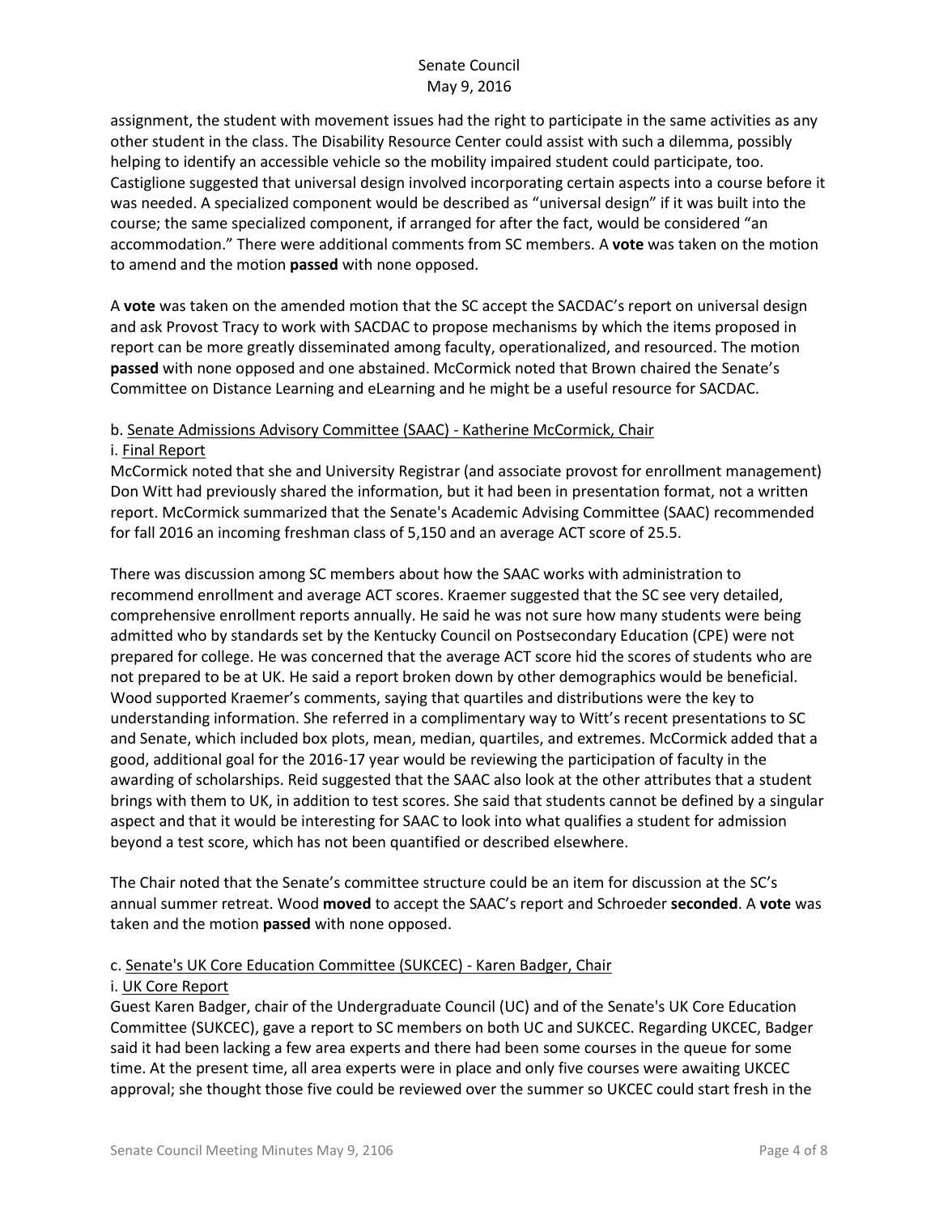assignment, the student with movement issues had the right to participate in the same activities as any other student in the class. The Disability Resource Center could assist with such a dilemma, possibly helping to identify an accessible vehicle so the mobility impaired student could participate, too. Castiglione suggested that universal design involved incorporating certain aspects into a course before it was needed. A specialized component would be described as "universal design" if it was built into the course; the same specialized component, if arranged for after the fact, would be considered "an accommodation." There were additional comments from SC members. A **vote** was taken on the motion to amend and the motion **passed** with none opposed.

A **vote** was taken on the amended motion that the SC accept the SACDAC's report on universal design and ask Provost Tracy to work with SACDAC to propose mechanisms by which the items proposed in report can be more greatly disseminated among faculty, operationalized, and resourced. The motion **passed** with none opposed and one abstained. McCormick noted that Brown chaired the Senate's Committee on Distance Learning and eLearning and he might be a useful resource for SACDAC.

b. <u>Senate Admissions Advisory Committee (SAAC) - Katherine McCormick, Chair</u>
i. <u>Final Report</u>
McCormick noted that she and University Registrar (and associate provost for enrollment management) Don Witt had previously shared the information, but it had been in presentation format, not a written report. McCormick summarized that the Senate's Academic Advising Committee (SAAC) recommended for fall 2016 an incoming freshman class of 5,150 and an average ACT score of 25.5.

There was discussion among SC members about how the SAAC works with administration to recommend enrollment and average ACT scores. Kraemer suggested that the SC see very detailed, comprehensive enrollment reports annually. He said he was not sure how many students were being admitted who by standards set by the Kentucky Council on Postsecondary Education (CPE) were not prepared for college. He was concerned that the average ACT score hid the scores of students who are not prepared to be at UK. He said a report broken down by other demographics would be beneficial. Wood supported Kraemer's comments, saying that quartiles and distributions were the key to understanding information. She referred in a complimentary way to Witt's recent presentations to SC and Senate, which included box plots, mean, median, quartiles, and extremes. McCormick added that a good, additional goal for the 2016-17 year would be reviewing the participation of faculty in the awarding of scholarships. Reid suggested that the SAAC also look at the other attributes that a student brings with them to UK, in addition to test scores. She said that students cannot be defined by a singular aspect and that it would be interesting for SAAC to look into what qualifies a student for admission beyond a test score, which has not been quantified or described elsewhere.

The Chair noted that the Senate's committee structure could be an item for discussion at the SC's annual summer retreat. Wood **moved** to accept the SAAC's report and Schroeder **seconded**. A **vote** was taken and the motion **passed** with none opposed.

c. <u>Senate's UK Core Education Committee (SUKCEC) - Karen Badger, Chair</u>
i. <u>UK Core Report</u>
Guest Karen Badger, chair of the Undergraduate Council (UC) and of the Senate's UK Core Education Committee (SUKCEC), gave a report to SC members on both UC and SUKCEC. Regarding UKCEC, Badger said it had been lacking a few area experts and there had been some courses in the queue for some time. At the present time, all area experts were in place and only five courses were awaiting UKCEC approval; she thought those five could be reviewed over the summer so UKCEC could start fresh in the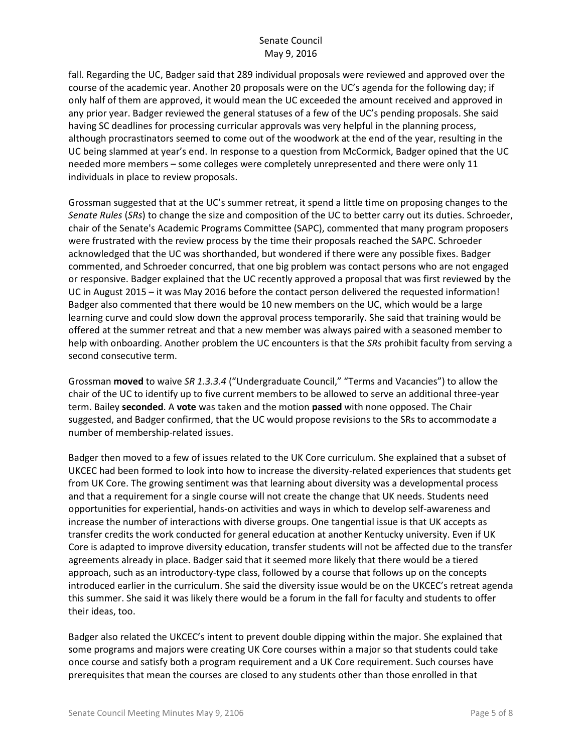fall. Regarding the UC, Badger said that 289 individual proposals were reviewed and approved over the course of the academic year. Another 20 proposals were on the UC's agenda for the following day; if only half of them are approved, it would mean the UC exceeded the amount received and approved in any prior year. Badger reviewed the general statuses of a few of the UC's pending proposals. She said having SC deadlines for processing curricular approvals was very helpful in the planning process, although procrastinators seemed to come out of the woodwork at the end of the year, resulting in the UC being slammed at year's end. In response to a question from McCormick, Badger opined that the UC needed more members – some colleges were completely unrepresented and there were only 11 individuals in place to review proposals.

Grossman suggested that at the UC's summer retreat, it spend a little time on proposing changes to the *Senate Rules* (*SRs*) to change the size and composition of the UC to better carry out its duties. Schroeder, chair of the Senate's Academic Programs Committee (SAPC), commented that many program proposers were frustrated with the review process by the time their proposals reached the SAPC. Schroeder acknowledged that the UC was shorthanded, but wondered if there were any possible fixes. Badger commented, and Schroeder concurred, that one big problem was contact persons who are not engaged or responsive. Badger explained that the UC recently approved a proposal that was first reviewed by the UC in August 2015 – it was May 2016 before the contact person delivered the requested information! Badger also commented that there would be 10 new members on the UC, which would be a large learning curve and could slow down the approval process temporarily. She said that training would be offered at the summer retreat and that a new member was always paired with a seasoned member to help with onboarding. Another problem the UC encounters is that the *SRs* prohibit faculty from serving a second consecutive term.

Grossman **moved** to waive *SR 1.3.3.4* ("Undergraduate Council," "Terms and Vacancies") to allow the chair of the UC to identify up to five current members to be allowed to serve an additional three-year term. Bailey **seconded**. A **vote** was taken and the motion **passed** with none opposed. The Chair suggested, and Badger confirmed, that the UC would propose revisions to the SRs to accommodate a number of membership-related issues.

Badger then moved to a few of issues related to the UK Core curriculum. She explained that a subset of UKCEC had been formed to look into how to increase the diversity-related experiences that students get from UK Core. The growing sentiment was that learning about diversity was a developmental process and that a requirement for a single course will not create the change that UK needs. Students need opportunities for experiential, hands-on activities and ways in which to develop self-awareness and increase the number of interactions with diverse groups. One tangential issue is that UK accepts as transfer credits the work conducted for general education at another Kentucky university. Even if UK Core is adapted to improve diversity education, transfer students will not be affected due to the transfer agreements already in place. Badger said that it seemed more likely that there would be a tiered approach, such as an introductory-type class, followed by a course that follows up on the concepts introduced earlier in the curriculum. She said the diversity issue would be on the UKCEC's retreat agenda this summer. She said it was likely there would be a forum in the fall for faculty and students to offer their ideas, too.

Badger also related the UKCEC's intent to prevent double dipping within the major. She explained that some programs and majors were creating UK Core courses within a major so that students could take once course and satisfy both a program requirement and a UK Core requirement. Such courses have prerequisites that mean the courses are closed to any students other than those enrolled in that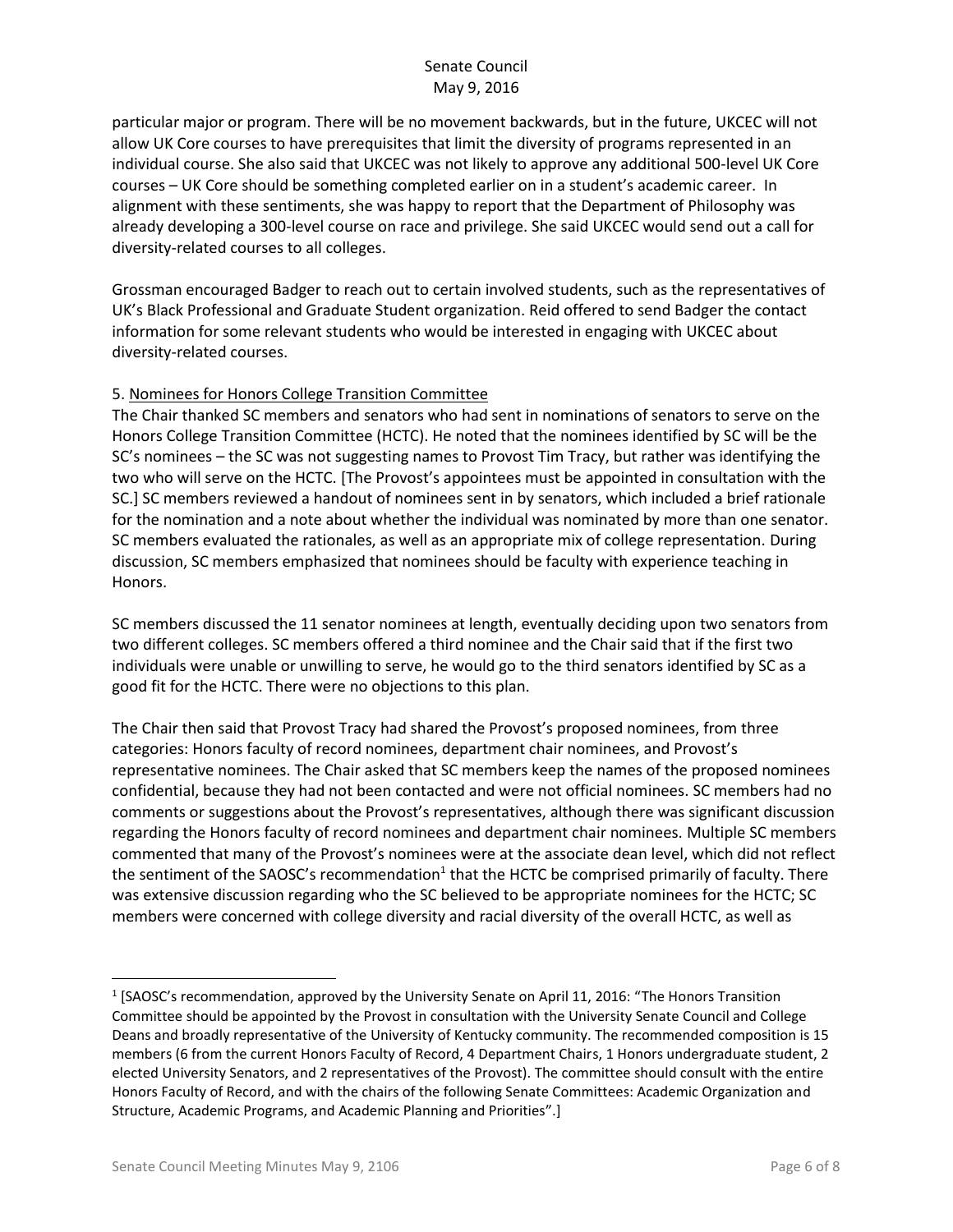particular major or program. There will be no movement backwards, but in the future, UKCEC will not allow UK Core courses to have prerequisites that limit the diversity of programs represented in an individual course. She also said that UKCEC was not likely to approve any additional 500-level UK Core courses – UK Core should be something completed earlier on in a student's academic career. In alignment with these sentiments, she was happy to report that the Department of Philosophy was already developing a 300-level course on race and privilege. She said UKCEC would send out a call for diversity-related courses to all colleges.

Grossman encouraged Badger to reach out to certain involved students, such as the representatives of UK's Black Professional and Graduate Student organization. Reid offered to send Badger the contact information for some relevant students who would be interested in engaging with UKCEC about diversity-related courses.

5. Nominees for Honors College Transition Committee

The Chair thanked SC members and senators who had sent in nominations of senators to serve on the Honors College Transition Committee (HCTC). He noted that the nominees identified by SC will be the SC's nominees – the SC was not suggesting names to Provost Tim Tracy, but rather was identifying the two who will serve on the HCTC. [The Provost's appointees must be appointed in consultation with the SC.] SC members reviewed a handout of nominees sent in by senators, which included a brief rationale for the nomination and a note about whether the individual was nominated by more than one senator. SC members evaluated the rationales, as well as an appropriate mix of college representation. During discussion, SC members emphasized that nominees should be faculty with experience teaching in Honors.

SC members discussed the 11 senator nominees at length, eventually deciding upon two senators from two different colleges. SC members offered a third nominee and the Chair said that if the first two individuals were unable or unwilling to serve, he would go to the third senators identified by SC as a good fit for the HCTC. There were no objections to this plan.

The Chair then said that Provost Tracy had shared the Provost's proposed nominees, from three categories: Honors faculty of record nominees, department chair nominees, and Provost's representative nominees. The Chair asked that SC members keep the names of the proposed nominees confidential, because they had not been contacted and were not official nominees. SC members had no comments or suggestions about the Provost's representatives, although there was significant discussion regarding the Honors faculty of record nominees and department chair nominees. Multiple SC members commented that many of the Provost's nominees were at the associate dean level, which did not reflect the sentiment of the SAOSC's recommendation[1] that the HCTC be comprised primarily of faculty. There was extensive discussion regarding who the SC believed to be appropriate nominees for the HCTC; SC members were concerned with college diversity and racial diversity of the overall HCTC, as well as

[1] [SAOSC's recommendation, approved by the University Senate on April 11, 2016: "The Honors Transition Committee should be appointed by the Provost in consultation with the University Senate Council and College Deans and broadly representative of the University of Kentucky community. The recommended composition is 15 members (6 from the current Honors Faculty of Record, 4 Department Chairs, 1 Honors undergraduate student, 2 elected University Senators, and 2 representatives of the Provost). The committee should consult with the entire Honors Faculty of Record, and with the chairs of the following Senate Committees: Academic Organization and Structure, Academic Programs, and Academic Planning and Priorities".]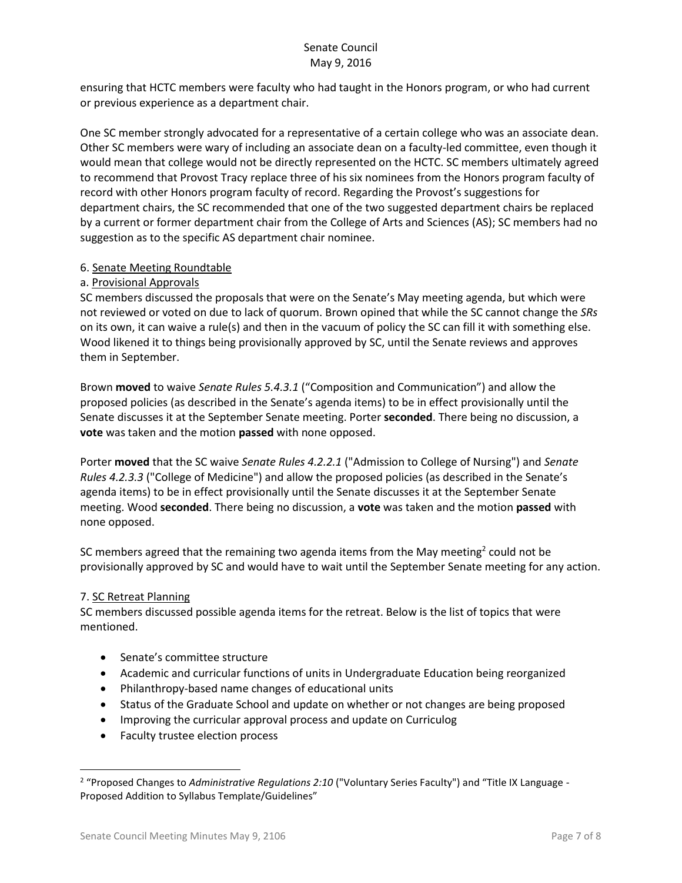ensuring that HCTC members were faculty who had taught in the Honors program, or who had current or previous experience as a department chair.

One SC member strongly advocated for a representative of a certain college who was an associate dean. Other SC members were wary of including an associate dean on a faculty-led committee, even though it would mean that college would not be directly represented on the HCTC. SC members ultimately agreed to recommend that Provost Tracy replace three of his six nominees from the Honors program faculty of record with other Honors program faculty of record. Regarding the Provost's suggestions for department chairs, the SC recommended that one of the two suggested department chairs be replaced by a current or former department chair from the College of Arts and Sciences (AS); SC members had no suggestion as to the specific AS department chair nominee.

6. Senate Meeting Roundtable

a. Provisional Approvals

SC members discussed the proposals that were on the Senate's May meeting agenda, but which were not reviewed or voted on due to lack of quorum. Brown opined that while the SC cannot change the *SRs* on its own, it can waive a rule(s) and then in the vacuum of policy the SC can fill it with something else. Wood likened it to things being provisionally approved by SC, until the Senate reviews and approves them in September.

Brown **moved** to waive *Senate Rules 5.4.3.1* ("Composition and Communication") and allow the proposed policies (as described in the Senate's agenda items) to be in effect provisionally until the Senate discusses it at the September Senate meeting. Porter **seconded**. There being no discussion, a **vote** was taken and the motion **passed** with none opposed.

Porter **moved** that the SC waive *Senate Rules 4.2.2.1* ("Admission to College of Nursing") and *Senate Rules 4.2.3.3* ("College of Medicine") and allow the proposed policies (as described in the Senate's agenda items) to be in effect provisionally until the Senate discusses it at the September Senate meeting. Wood **seconded**. There being no discussion, a **vote** was taken and the motion **passed** with none opposed.

SC members agreed that the remaining two agenda items from the May meeting[2] could not be provisionally approved by SC and would have to wait until the September Senate meeting for any action.

7. SC Retreat Planning

SC members discussed possible agenda items for the retreat. Below is the list of topics that were mentioned.

- Senate's committee structure
- Academic and curricular functions of units in Undergraduate Education being reorganized
- Philanthropy-based name changes of educational units
- Status of the Graduate School and update on whether or not changes are being proposed
- Improving the curricular approval process and update on Curriculog
- Faculty trustee election process

[2] "Proposed Changes to *Administrative Regulations 2:10* ("Voluntary Series Faculty") and "Title IX Language - Proposed Addition to Syllabus Template/Guidelines"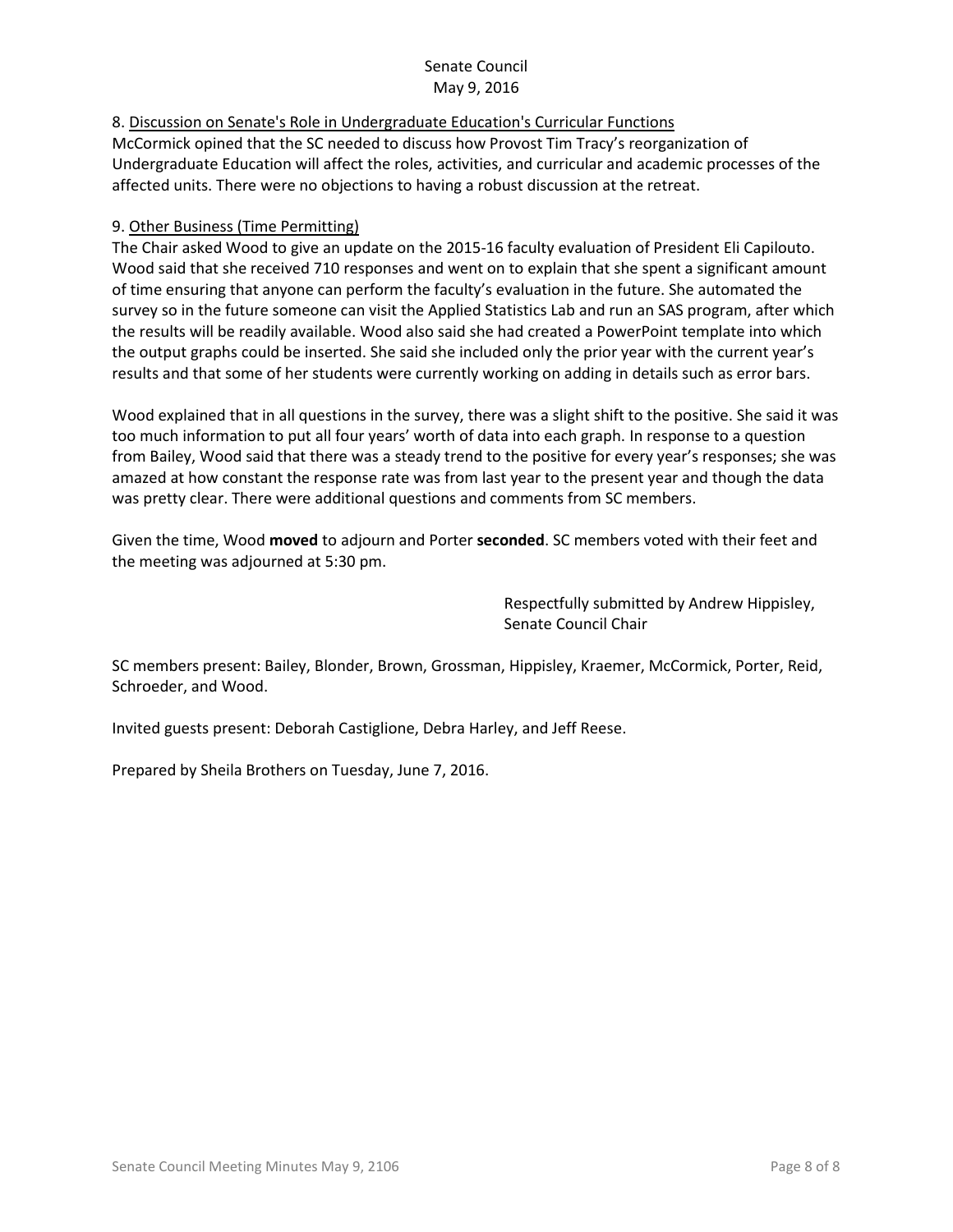8. Discussion on Senate's Role in Undergraduate Education's Curricular Functions

McCormick opined that the SC needed to discuss how Provost Tim Tracy's reorganization of Undergraduate Education will affect the roles, activities, and curricular and academic processes of the affected units. There were no objections to having a robust discussion at the retreat.

9. Other Business (Time Permitting)

The Chair asked Wood to give an update on the 2015-16 faculty evaluation of President Eli Capilouto. Wood said that she received 710 responses and went on to explain that she spent a significant amount of time ensuring that anyone can perform the faculty's evaluation in the future. She automated the survey so in the future someone can visit the Applied Statistics Lab and run an SAS program, after which the results will be readily available. Wood also said she had created a PowerPoint template into which the output graphs could be inserted. She said she included only the prior year with the current year's results and that some of her students were currently working on adding in details such as error bars.

Wood explained that in all questions in the survey, there was a slight shift to the positive. She said it was too much information to put all four years' worth of data into each graph. In response to a question from Bailey, Wood said that there was a steady trend to the positive for every year's responses; she was amazed at how constant the response rate was from last year to the present year and though the data was pretty clear. There were additional questions and comments from SC members.

Given the time, Wood **moved** to adjourn and Porter **seconded**. SC members voted with their feet and the meeting was adjourned at 5:30 pm.

Respectfully submitted by Andrew Hippisley,
Senate Council Chair

SC members present: Bailey, Blonder, Brown, Grossman, Hippisley, Kraemer, McCormick, Porter, Reid, Schroeder, and Wood.

Invited guests present: Deborah Castiglione, Debra Harley, and Jeff Reese.

Prepared by Sheila Brothers on Tuesday, June 7, 2016.